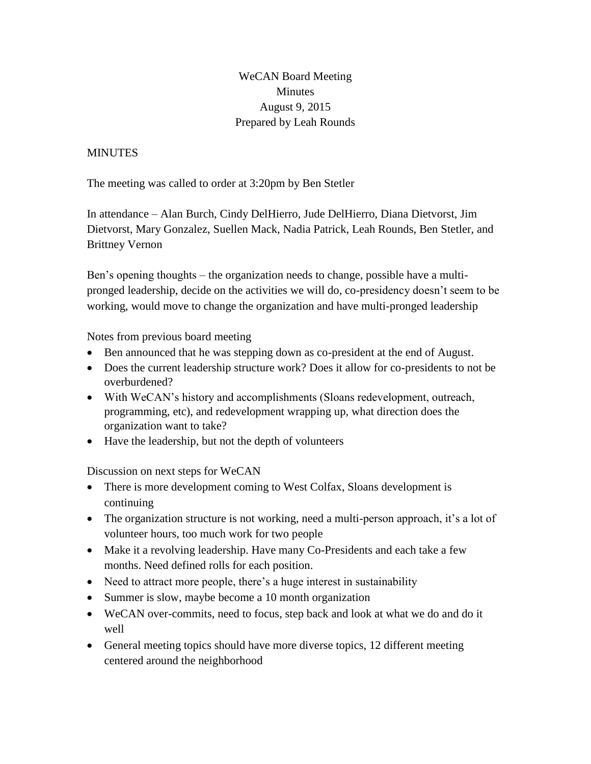WeCAN Board Meeting
Minutes
August 9, 2015
Prepared by Leah Rounds

MINUTES

The meeting was called to order at 3:20pm by Ben Stetler

In attendance – Alan Burch, Cindy DelHierro, Jude DelHierro, Diana Dietvorst, Jim Dietvorst, Mary Gonzalez, Suellen Mack, Nadia Patrick, Leah Rounds, Ben Stetler, and Brittney Vernon

Ben's opening thoughts – the organization needs to change, possible have a multi-pronged leadership, decide on the activities we will do, co-presidency doesn't seem to be working, would move to change the organization and have multi-pronged leadership

Notes from previous board meeting

- Ben announced that he was stepping down as co-president at the end of August.
- Does the current leadership structure work? Does it allow for co-presidents to not be overburdened?
- With WeCAN's history and accomplishments (Sloans redevelopment, outreach, programming, etc), and redevelopment wrapping up, what direction does the organization want to take?
- Have the leadership, but not the depth of volunteers

Discussion on next steps for WeCAN

- There is more development coming to West Colfax, Sloans development is continuing
- The organization structure is not working, need a multi-person approach, it's a lot of volunteer hours, too much work for two people
- Make it a revolving leadership. Have many Co-Presidents and each take a few months. Need defined rolls for each position.
- Need to attract more people, there's a huge interest in sustainability
- Summer is slow, maybe become a 10 month organization
- WeCAN over-commits, need to focus, step back and look at what we do and do it well
- General meeting topics should have more diverse topics, 12 different meeting centered around the neighborhood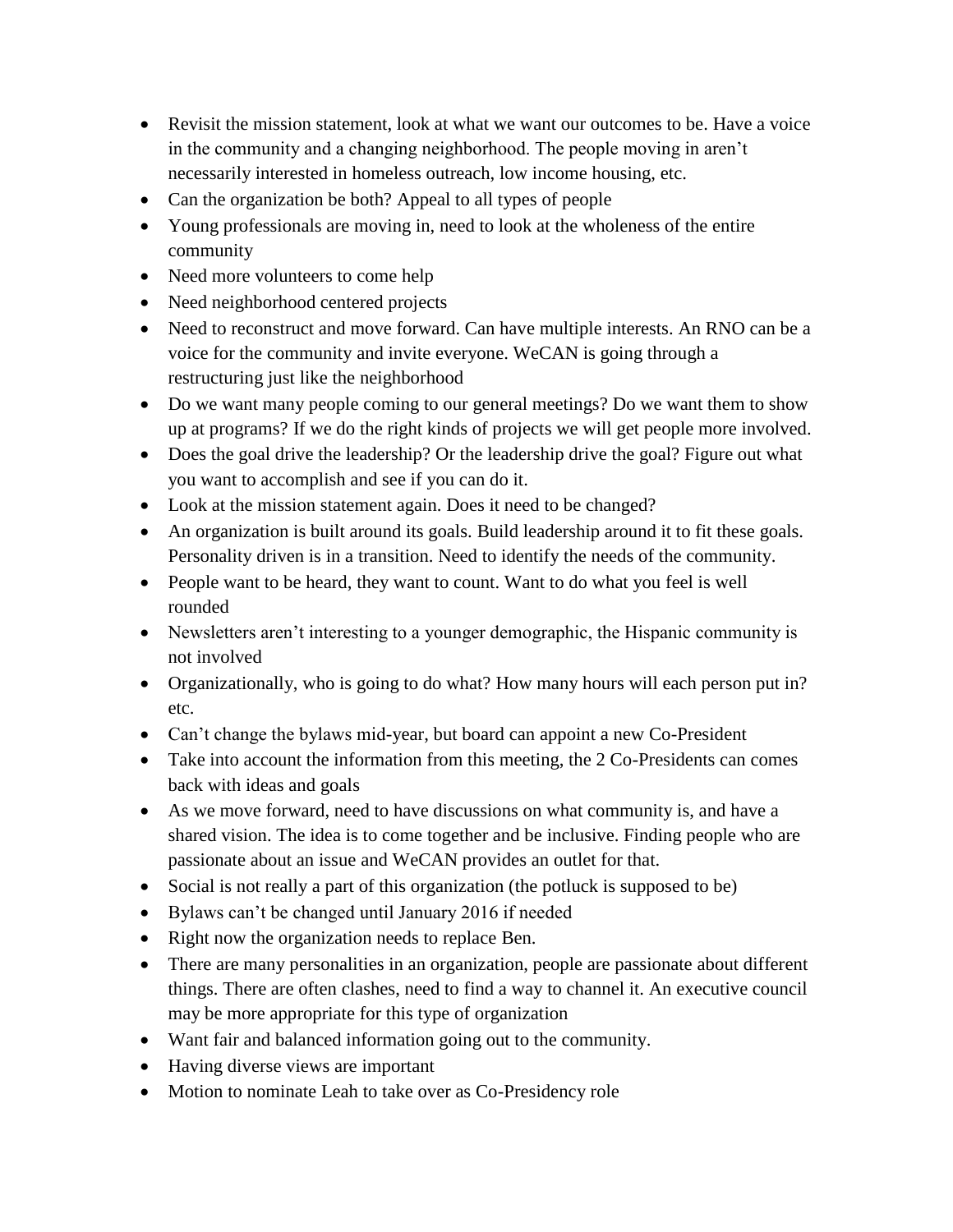- Revisit the mission statement, look at what we want our outcomes to be. Have a voice in the community and a changing neighborhood. The people moving in aren't necessarily interested in homeless outreach, low income housing, etc.
- Can the organization be both? Appeal to all types of people
- Young professionals are moving in, need to look at the wholeness of the entire community
- Need more volunteers to come help
- Need neighborhood centered projects
- Need to reconstruct and move forward. Can have multiple interests. An RNO can be a voice for the community and invite everyone. WeCAN is going through a restructuring just like the neighborhood
- Do we want many people coming to our general meetings? Do we want them to show up at programs? If we do the right kinds of projects we will get people more involved.
- Does the goal drive the leadership? Or the leadership drive the goal? Figure out what you want to accomplish and see if you can do it.
- Look at the mission statement again. Does it need to be changed?
- An organization is built around its goals. Build leadership around it to fit these goals. Personality driven is in a transition. Need to identify the needs of the community.
- People want to be heard, they want to count. Want to do what you feel is well rounded
- Newsletters aren't interesting to a younger demographic, the Hispanic community is not involved
- Organizationally, who is going to do what? How many hours will each person put in? etc.
- Can't change the bylaws mid-year, but board can appoint a new Co-President
- Take into account the information from this meeting, the 2 Co-Presidents can comes back with ideas and goals
- As we move forward, need to have discussions on what community is, and have a shared vision. The idea is to come together and be inclusive. Finding people who are passionate about an issue and WeCAN provides an outlet for that.
- Social is not really a part of this organization (the potluck is supposed to be)
- Bylaws can't be changed until January 2016 if needed
- Right now the organization needs to replace Ben.
- There are many personalities in an organization, people are passionate about different things. There are often clashes, need to find a way to channel it. An executive council may be more appropriate for this type of organization
- Want fair and balanced information going out to the community.
- Having diverse views are important
- Motion to nominate Leah to take over as Co-Presidency role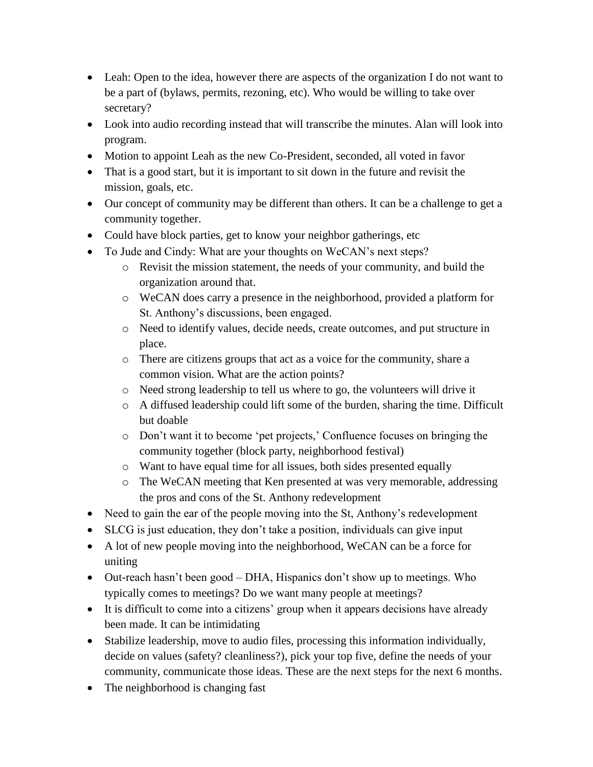- Leah: Open to the idea, however there are aspects of the organization I do not want to be a part of (bylaws, permits, rezoning, etc). Who would be willing to take over secretary?
- Look into audio recording instead that will transcribe the minutes. Alan will look into program.
- Motion to appoint Leah as the new Co-President, seconded, all voted in favor
- That is a good start, but it is important to sit down in the future and revisit the mission, goals, etc.
- Our concept of community may be different than others. It can be a challenge to get a community together.
- Could have block parties, get to know your neighbor gatherings, etc
- To Jude and Cindy: What are your thoughts on WeCAN's next steps?
    - Revisit the mission statement, the needs of your community, and build the organization around that.
    - WeCAN does carry a presence in the neighborhood, provided a platform for St. Anthony's discussions, been engaged.
    - Need to identify values, decide needs, create outcomes, and put structure in place.
    - There are citizens groups that act as a voice for the community, share a common vision. What are the action points?
    - Need strong leadership to tell us where to go, the volunteers will drive it
    - A diffused leadership could lift some of the burden, sharing the time. Difficult but doable
    - Don't want it to become 'pet projects,' Confluence focuses on bringing the community together (block party, neighborhood festival)
    - Want to have equal time for all issues, both sides presented equally
    - The WeCAN meeting that Ken presented at was very memorable, addressing the pros and cons of the St. Anthony redevelopment
- Need to gain the ear of the people moving into the St, Anthony's redevelopment
- SLCG is just education, they don't take a position, individuals can give input
- A lot of new people moving into the neighborhood, WeCAN can be a force for uniting
- Out-reach hasn't been good – DHA, Hispanics don't show up to meetings. Who typically comes to meetings? Do we want many people at meetings?
- It is difficult to come into a citizens' group when it appears decisions have already been made. It can be intimidating
- Stabilize leadership, move to audio files, processing this information individually, decide on values (safety? cleanliness?), pick your top five, define the needs of your community, communicate those ideas. These are the next steps for the next 6 months.
- The neighborhood is changing fast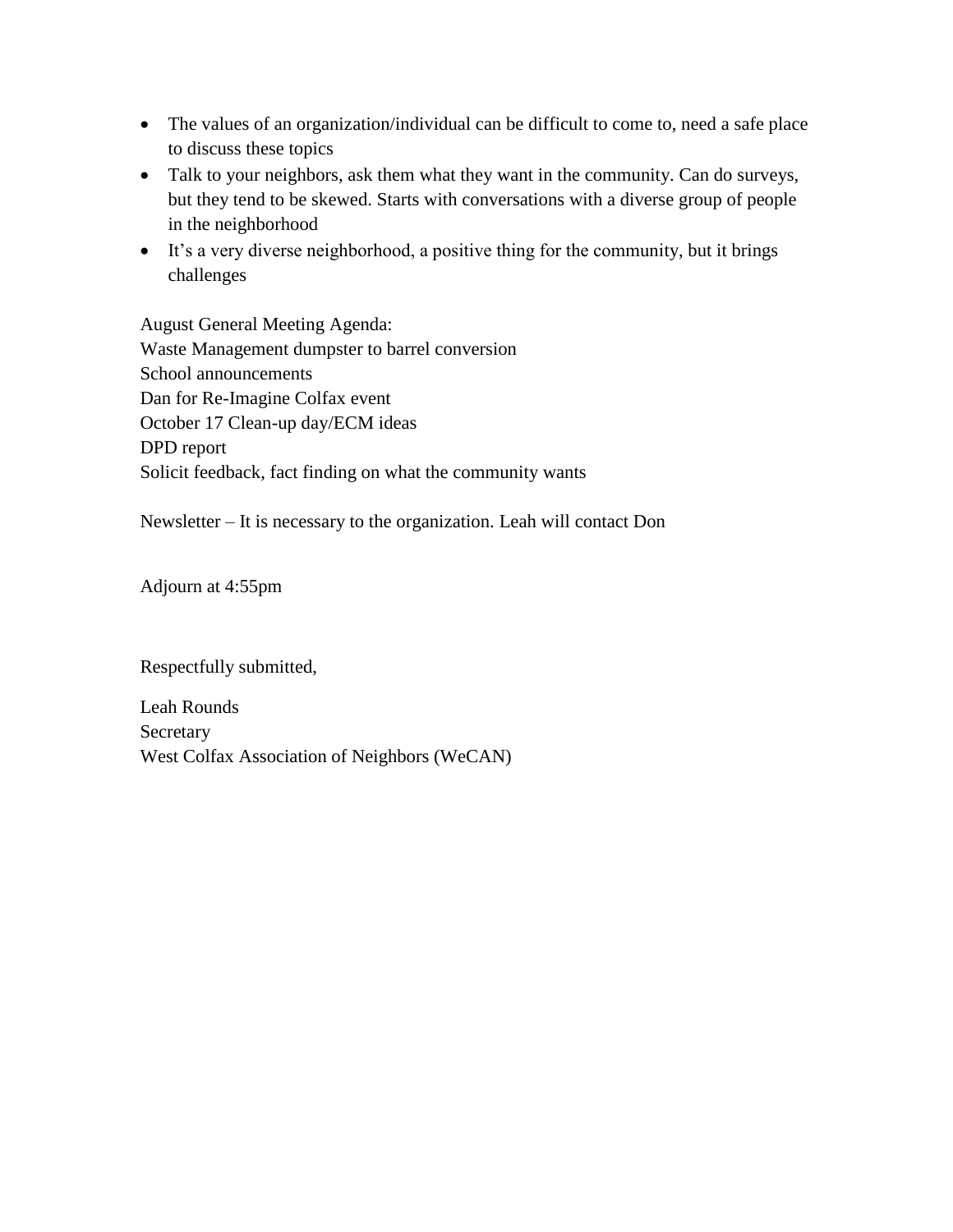- The values of an organization/individual can be difficult to come to, need a safe place to discuss these topics
- Talk to your neighbors, ask them what they want in the community. Can do surveys, but they tend to be skewed. Starts with conversations with a diverse group of people in the neighborhood
- It's a very diverse neighborhood, a positive thing for the community, but it brings challenges

August General Meeting Agenda:
Waste Management dumpster to barrel conversion
School announcements
Dan for Re-Imagine Colfax event
October 17 Clean-up day/ECM ideas
DPD report
Solicit feedback, fact finding on what the community wants

Newsletter – It is necessary to the organization. Leah will contact Don

Adjourn at 4:55pm

Respectfully submitted,

Leah Rounds
Secretary
West Colfax Association of Neighbors (WeCAN)